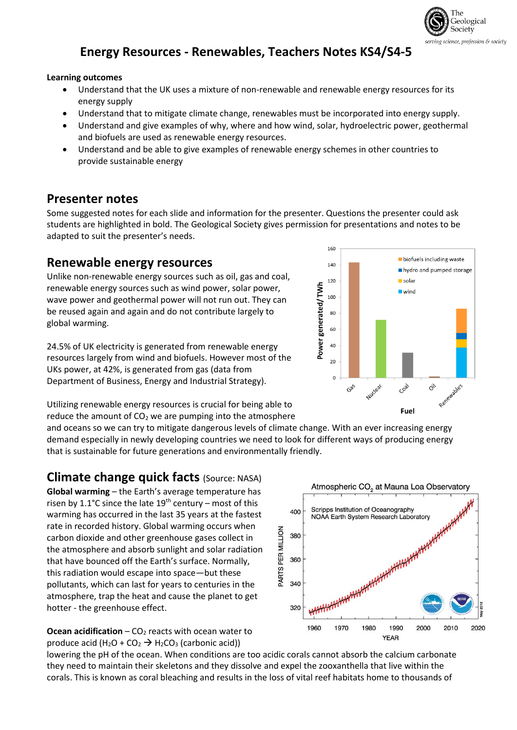# Energy Resources - Renewables, Teachers Notes KS4/S4-5

**Learning outcomes**

- Understand that the UK uses a mixture of non-renewable and renewable energy resources for its energy supply
- Understand that to mitigate climate change, renewables must be incorporated into energy supply.
- Understand and give examples of why, where and how wind, solar, hydroelectric power, geothermal and biofuels are used as renewable energy resources.
- Understand and be able to give examples of renewable energy schemes in other countries to provide sustainable energy

## Presenter notes

Some suggested notes for each slide and information for the presenter. Questions the presenter could ask students are highlighted in bold. The Geological Society gives permission for presentations and notes to be adapted to suit the presenter's needs.

## Renewable energy resources

Unlike non-renewable energy sources such as oil, gas and coal, renewable energy sources such as wind power, solar power, wave power and geothermal power will not run out. They can be reused again and again and do not contribute largely to global warming.

24.5% of UK electricity is generated from renewable energy resources largely from wind and biofuels. However most of the UKs power, at 42%, is generated from gas (data from Department of Business, Energy and Industrial Strategy).

Utilizing renewable energy resources is crucial for being able to reduce the amount of $CO_2$ we are pumping into the atmosphere and oceans so we can try to mitigate dangerous levels of climate change. With an ever increasing energy demand especially in newly developing countries we need to look for different ways of producing energy that is sustainable for future generations and environmentally friendly.

## Climate change quick facts (Source: NASA)

**Global warming** – the Earth's average temperature has risen by 1.1°C since the late 19th century – most of this warming has occurred in the last 35 years at the fastest rate in recorded history. Global warming occurs when carbon dioxide and other greenhouse gases collect in the atmosphere and absorb sunlight and solar radiation that have bounced off the Earth's surface. Normally, this radiation would escape into space—but these pollutants, which can last for years to centuries in the atmosphere, trap the heat and cause the planet to get hotter - the greenhouse effect.

**Ocean acidification** – $CO_2$ reacts with ocean water to produce acid ($H_2O + CO_2 \rightarrow H_2CO_3$ (carbonic acid)) lowering the pH of the ocean. When conditions are too acidic corals cannot absorb the calcium carbonate they need to maintain their skeletons and they dissolve and expel the zooxanthella that live within the corals. This is known as coral bleaching and results in the loss of vital reef habitats home to thousands of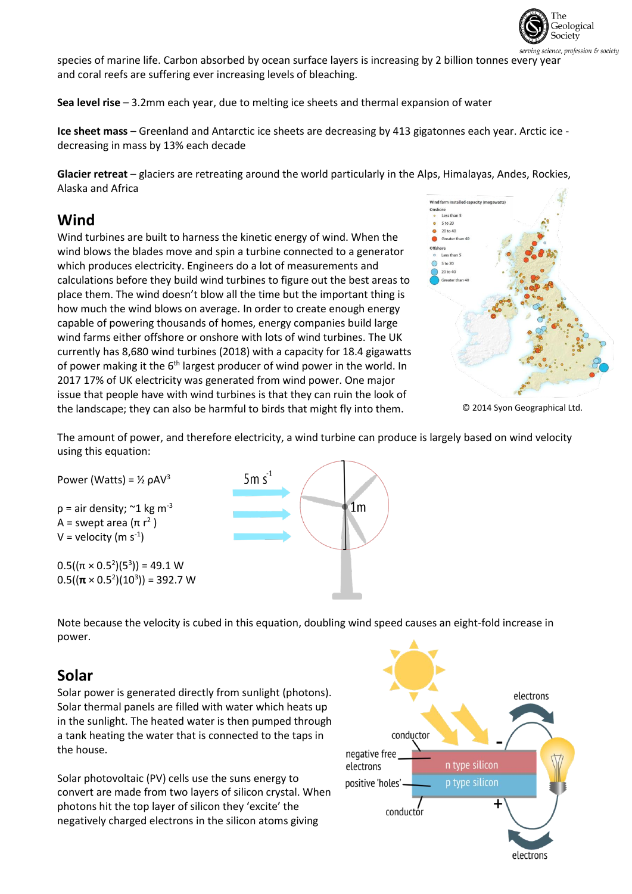species of marine life. Carbon absorbed by ocean surface layers is increasing by 2 billion tonnes every year and coral reefs are suffering ever increasing levels of bleaching.

**Sea level rise** – 3.2mm each year, due to melting ice sheets and thermal expansion of water

**Ice sheet mass** – Greenland and Antarctic ice sheets are decreasing by 413 gigatonnes each year. Arctic ice - decreasing in mass by 13% each decade

**Glacier retreat** – glaciers are retreating around the world particularly in the Alps, Himalayas, Andes, Rockies, Alaska and Africa

## Wind

Wind turbines are built to harness the kinetic energy of wind. When the wind blows the blades move and spin a turbine connected to a generator which produces electricity. Engineers do a lot of measurements and calculations before they build wind turbines to figure out the best areas to place them. The wind doesn't blow all the time but the important thing is how much the wind blows on average. In order to create enough energy capable of powering thousands of homes, energy companies build large wind farms either offshore or onshore with lots of wind turbines. The UK currently has 8,680 wind turbines (2018) with a capacity for 18.4 gigawatts of power making it the 6th largest producer of wind power in the world. In 2017 17% of UK electricity was generated from wind power. One major issue that people have with wind turbines is that they can ruin the look of the landscape; they can also be harmful to birds that might fly into them.

© 2014 Syon Geographical Ltd.

The amount of power, and therefore electricity, a wind turbine can produce is largely based on wind velocity using this equation:

Power (Watts) = $\frac{1}{2} \rho A V^3$

$\rho$ = air density; ~1 kg m$^{-3}$
A = swept area ($\pi r^2$)
V = velocity (m s$^{-1}$)

$0.5((\pi \times 0.5^2)(5^3)) = 49.1$ W
$0.5((\pi \times 0.5^2)(10^3)) = 392.7$ W

Note because the velocity is cubed in this equation, doubling wind speed causes an eight-fold increase in power.

## Solar

Solar power is generated directly from sunlight (photons). Solar thermal panels are filled with water which heats up in the sunlight. The heated water is then pumped through a tank heating the water that is connected to the taps in the house.

Solar photovoltaic (PV) cells use the suns energy to convert are made from two layers of silicon crystal. When photons hit the top layer of silicon they 'excite' the negatively charged electrons in the silicon atoms giving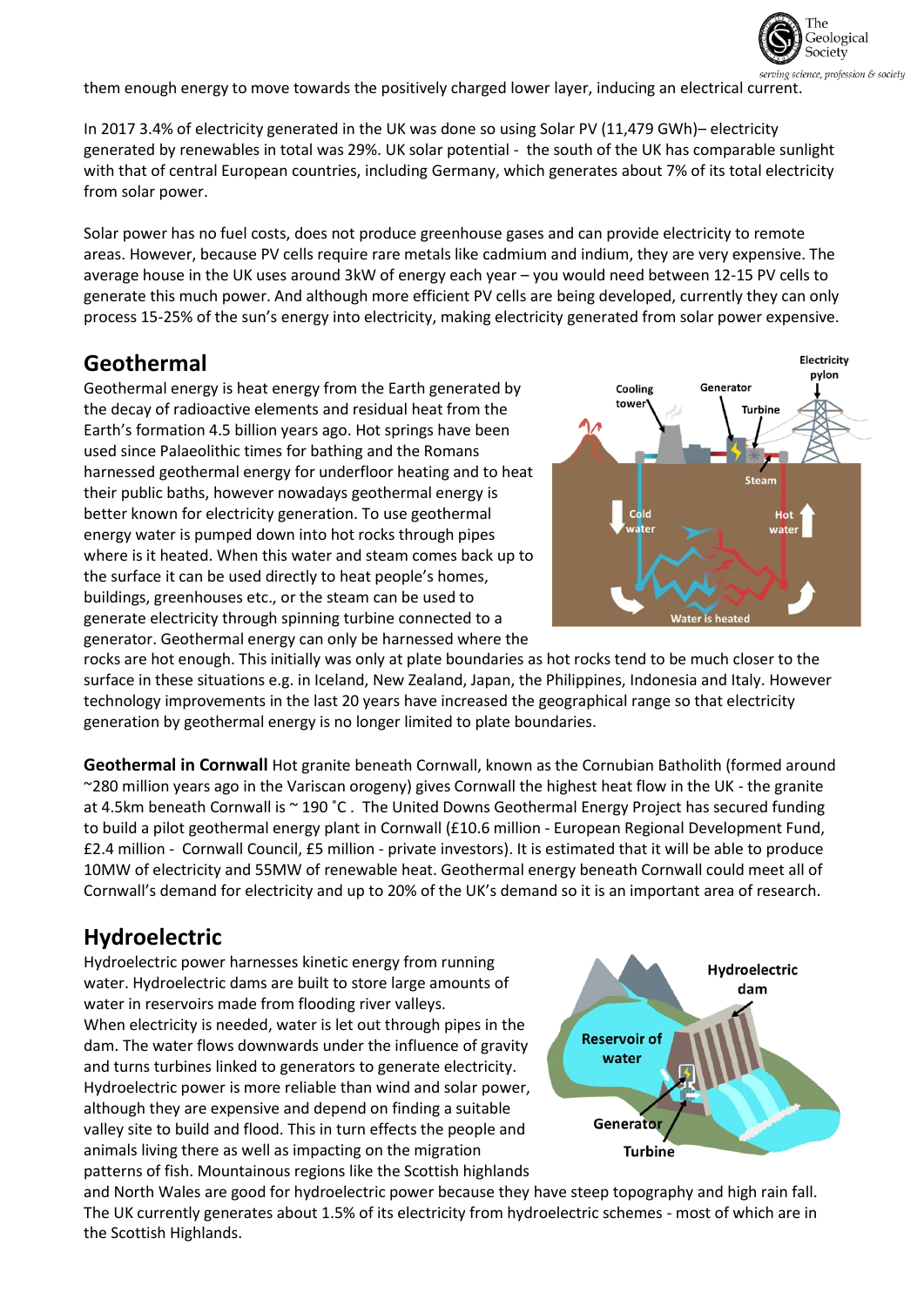them enough energy to move towards the positively charged lower layer, inducing an electrical current.

In 2017 3.4% of electricity generated in the UK was done so using Solar PV (11,479 GWh)– electricity generated by renewables in total was 29%. UK solar potential - the south of the UK has comparable sunlight with that of central European countries, including Germany, which generates about 7% of its total electricity from solar power.

Solar power has no fuel costs, does not produce greenhouse gases and can provide electricity to remote areas. However, because PV cells require rare metals like cadmium and indium, they are very expensive. The average house in the UK uses around 3kW of energy each year – you would need between 12-15 PV cells to generate this much power. And although more efficient PV cells are being developed, currently they can only process 15-25% of the sun's energy into electricity, making electricity generated from solar power expensive.

## Geothermal

Geothermal energy is heat energy from the Earth generated by the decay of radioactive elements and residual heat from the Earth's formation 4.5 billion years ago. Hot springs have been used since Palaeolithic times for bathing and the Romans harnessed geothermal energy for underfloor heating and to heat their public baths, however nowadays geothermal energy is better known for electricity generation. To use geothermal energy water is pumped down into hot rocks through pipes where is it heated. When this water and steam comes back up to the surface it can be used directly to heat people's homes, buildings, greenhouses etc., or the steam can be used to generate electricity through spinning turbine connected to a generator. Geothermal energy can only be harnessed where the rocks are hot enough. This initially was only at plate boundaries as hot rocks tend to be much closer to the surface in these situations e.g. in Iceland, New Zealand, Japan, the Philippines, Indonesia and Italy. However technology improvements in the last 20 years have increased the geographical range so that electricity generation by geothermal energy is no longer limited to plate boundaries.

**Geothermal in Cornwall** Hot granite beneath Cornwall, known as the Cornubian Batholith (formed around ~280 million years ago in the Variscan orogeny) gives Cornwall the highest heat flow in the UK - the granite at 4.5km beneath Cornwall is ~ 190 ˚C . The United Downs Geothermal Energy Project has secured funding to build a pilot geothermal energy plant in Cornwall (£10.6 million - European Regional Development Fund, £2.4 million - Cornwall Council, £5 million - private investors). It is estimated that it will be able to produce 10MW of electricity and 55MW of renewable heat. Geothermal energy beneath Cornwall could meet all of Cornwall's demand for electricity and up to 20% of the UK's demand so it is an important area of research.

## Hydroelectric

Hydroelectric power harnesses kinetic energy from running water. Hydroelectric dams are built to store large amounts of water in reservoirs made from flooding river valleys. When electricity is needed, water is let out through pipes in the dam. The water flows downwards under the influence of gravity and turns turbines linked to generators to generate electricity. Hydroelectric power is more reliable than wind and solar power, although they are expensive and depend on finding a suitable valley site to build and flood. This in turn effects the people and animals living there as well as impacting on the migration patterns of fish. Mountainous regions like the Scottish highlands and North Wales are good for hydroelectric power because they have steep topography and high rain fall. The UK currently generates about 1.5% of its electricity from hydroelectric schemes - most of which are in the Scottish Highlands.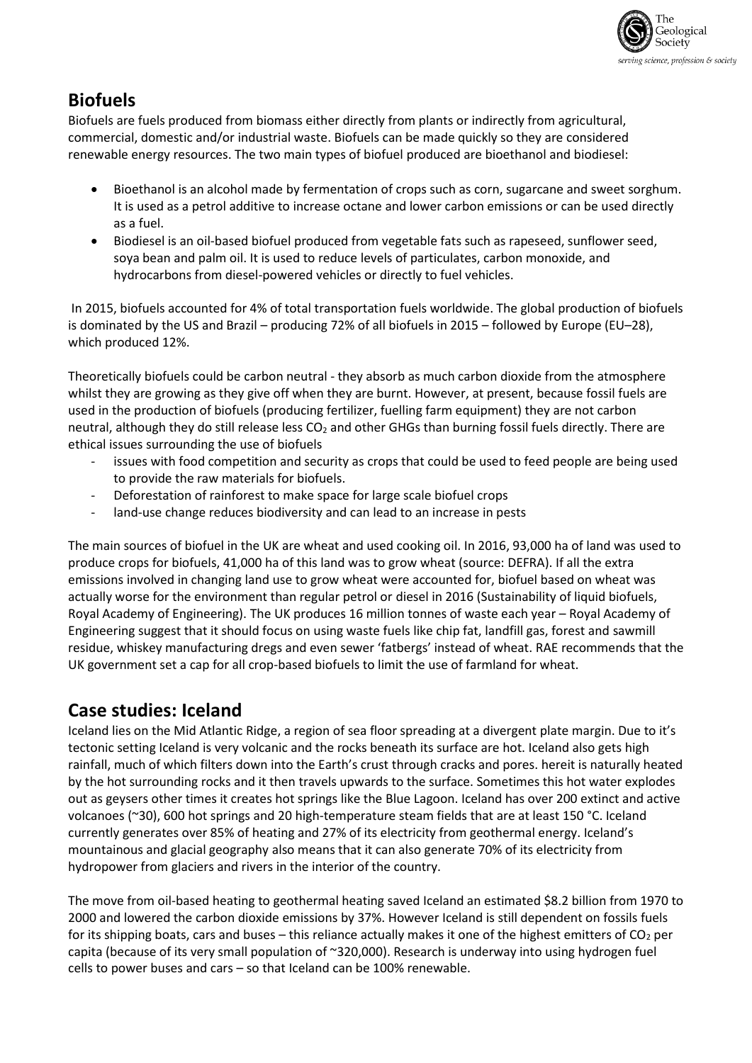## Biofuels

Biofuels are fuels produced from biomass either directly from plants or indirectly from agricultural, commercial, domestic and/or industrial waste. Biofuels can be made quickly so they are considered renewable energy resources. The two main types of biofuel produced are bioethanol and biodiesel:

- Bioethanol is an alcohol made by fermentation of crops such as corn, sugarcane and sweet sorghum. It is used as a petrol additive to increase octane and lower carbon emissions or can be used directly as a fuel.
- Biodiesel is an oil-based biofuel produced from vegetable fats such as rapeseed, sunflower seed, soya bean and palm oil. It is used to reduce levels of particulates, carbon monoxide, and hydrocarbons from diesel-powered vehicles or directly to fuel vehicles.

In 2015, biofuels accounted for 4% of total transportation fuels worldwide. The global production of biofuels is dominated by the US and Brazil – producing 72% of all biofuels in 2015 – followed by Europe (EU–28), which produced 12%.

Theoretically biofuels could be carbon neutral - they absorb as much carbon dioxide from the atmosphere whilst they are growing as they give off when they are burnt. However, at present, because fossil fuels are used in the production of biofuels (producing fertilizer, fuelling farm equipment) they are not carbon neutral, although they do still release less $CO_2$ and other GHGs than burning fossil fuels directly. There are ethical issues surrounding the use of biofuels

- issues with food competition and security as crops that could be used to feed people are being used to provide the raw materials for biofuels.
- Deforestation of rainforest to make space for large scale biofuel crops
- land-use change reduces biodiversity and can lead to an increase in pests

The main sources of biofuel in the UK are wheat and used cooking oil. In 2016, 93,000 ha of land was used to produce crops for biofuels, 41,000 ha of this land was to grow wheat (source: DEFRA). If all the extra emissions involved in changing land use to grow wheat were accounted for, biofuel based on wheat was actually worse for the environment than regular petrol or diesel in 2016 (Sustainability of liquid biofuels, Royal Academy of Engineering). The UK produces 16 million tonnes of waste each year – Royal Academy of Engineering suggest that it should focus on using waste fuels like chip fat, landfill gas, forest and sawmill residue, whiskey manufacturing dregs and even sewer 'fatbergs' instead of wheat. RAE recommends that the UK government set a cap for all crop-based biofuels to limit the use of farmland for wheat.

## Case studies: Iceland

Iceland lies on the Mid Atlantic Ridge, a region of sea floor spreading at a divergent plate margin. Due to it's tectonic setting Iceland is very volcanic and the rocks beneath its surface are hot. Iceland also gets high rainfall, much of which filters down into the Earth's crust through cracks and pores. hereit is naturally heated by the hot surrounding rocks and it then travels upwards to the surface. Sometimes this hot water explodes out as geysers other times it creates hot springs like the Blue Lagoon. Iceland has over 200 extinct and active volcanoes (~30), 600 hot springs and 20 high-temperature steam fields that are at least 150 °C. Iceland currently generates over 85% of heating and 27% of its electricity from geothermal energy. Iceland's mountainous and glacial geography also means that it can also generate 70% of its electricity from hydropower from glaciers and rivers in the interior of the country.

The move from oil-based heating to geothermal heating saved Iceland an estimated $8.2 billion from 1970 to 2000 and lowered the carbon dioxide emissions by 37%. However Iceland is still dependent on fossils fuels for its shipping boats, cars and buses – this reliance actually makes it one of the highest emitters of $CO_2$ per capita (because of its very small population of ~320,000). Research is underway into using hydrogen fuel cells to power buses and cars – so that Iceland can be 100% renewable.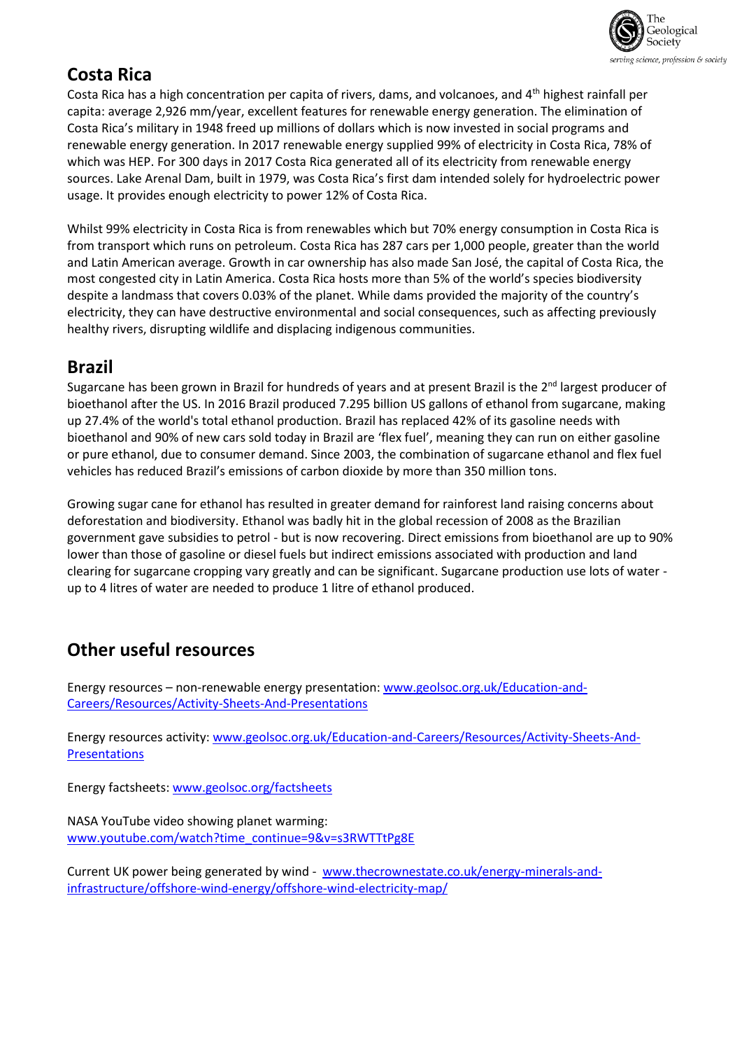## Costa Rica

Costa Rica has a high concentration per capita of rivers, dams, and volcanoes, and 4$^{th}$ highest rainfall per capita: average 2,926 mm/year, excellent features for renewable energy generation. The elimination of Costa Rica's military in 1948 freed up millions of dollars which is now invested in social programs and renewable energy generation. In 2017 renewable energy supplied 99% of electricity in Costa Rica, 78% of which was HEP. For 300 days in 2017 Costa Rica generated all of its electricity from renewable energy sources. Lake Arenal Dam, built in 1979, was Costa Rica's first dam intended solely for hydroelectric power usage. It provides enough electricity to power 12% of Costa Rica.

Whilst 99% electricity in Costa Rica is from renewables which but 70% energy consumption in Costa Rica is from transport which runs on petroleum. Costa Rica has 287 cars per 1,000 people, greater than the world and Latin American average. Growth in car ownership has also made San José, the capital of Costa Rica, the most congested city in Latin America. Costa Rica hosts more than 5% of the world's species biodiversity despite a landmass that covers 0.03% of the planet. While dams provided the majority of the country's electricity, they can have destructive environmental and social consequences, such as affecting previously healthy rivers, disrupting wildlife and displacing indigenous communities.

## Brazil

Sugarcane has been grown in Brazil for hundreds of years and at present Brazil is the 2$^{nd}$ largest producer of bioethanol after the US. In 2016 Brazil produced 7.295 billion US gallons of ethanol from sugarcane, making up 27.4% of the world's total ethanol production. Brazil has replaced 42% of its gasoline needs with bioethanol and 90% of new cars sold today in Brazil are 'flex fuel', meaning they can run on either gasoline or pure ethanol, due to consumer demand. Since 2003, the combination of sugarcane ethanol and flex fuel vehicles has reduced Brazil's emissions of carbon dioxide by more than 350 million tons.

Growing sugar cane for ethanol has resulted in greater demand for rainforest land raising concerns about deforestation and biodiversity. Ethanol was badly hit in the global recession of 2008 as the Brazilian government gave subsidies to petrol - but is now recovering. Direct emissions from bioethanol are up to 90% lower than those of gasoline or diesel fuels but indirect emissions associated with production and land clearing for sugarcane cropping vary greatly and can be significant. Sugarcane production use lots of water - up to 4 litres of water are needed to produce 1 litre of ethanol produced.

## Other useful resources

Energy resources – non-renewable energy presentation: www.geolsoc.org.uk/Education-and-Careers/Resources/Activity-Sheets-And-Presentations

Energy resources activity: www.geolsoc.org.uk/Education-and-Careers/Resources/Activity-Sheets-And-Presentations

Energy factsheets: www.geolsoc.org/factsheets

NASA YouTube video showing planet warming:
www.youtube.com/watch?time_continue=9&v=s3RWTTtPg8E

Current UK power being generated by wind - www.thecrownestate.co.uk/energy-minerals-and-infrastructure/offshore-wind-energy/offshore-wind-electricity-map/